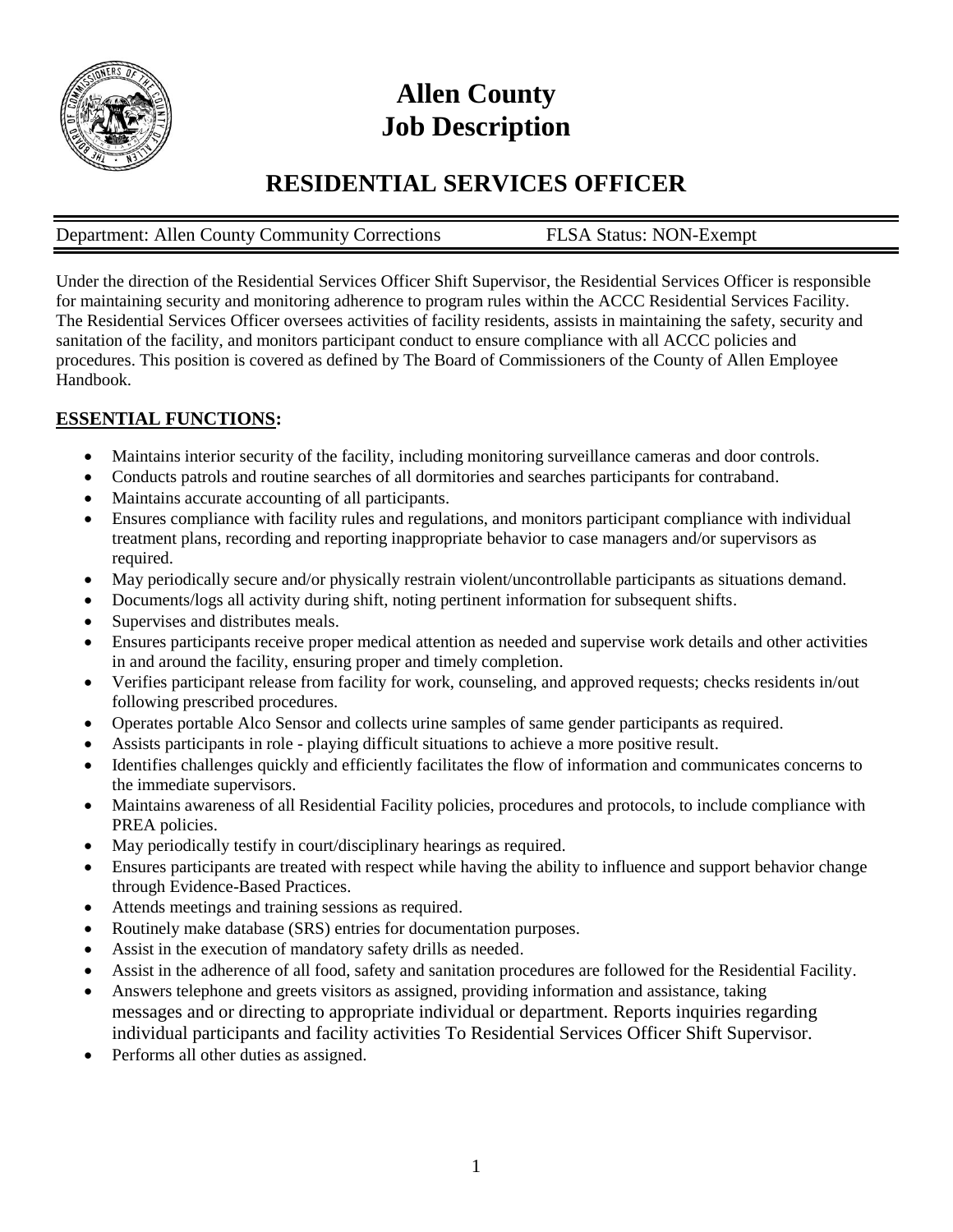# Allen County
# Job Description

## RESIDENTIAL SERVICES OFFICER

Department: Allen County Community Corrections FLSA Status: NON-Exempt

Under the direction of the Residential Services Officer Shift Supervisor, the Residential Services Officer is responsible for maintaining security and monitoring adherence to program rules within the ACCC Residential Services Facility. The Residential Services Officer oversees activities of facility residents, assists in maintaining the safety, security and sanitation of the facility, and monitors participant conduct to ensure compliance with all ACCC policies and procedures. This position is covered as defined by The Board of Commissioners of the County of Allen Employee Handbook.

### ESSENTIAL FUNCTIONS:

- Maintains interior security of the facility, including monitoring surveillance cameras and door controls.
- Conducts patrols and routine searches of all dormitories and searches participants for contraband.
- Maintains accurate accounting of all participants.
- Ensures compliance with facility rules and regulations, and monitors participant compliance with individual treatment plans, recording and reporting inappropriate behavior to case managers and/or supervisors as required.
- May periodically secure and/or physically restrain violent/uncontrollable participants as situations demand.
- Documents/logs all activity during shift, noting pertinent information for subsequent shifts.
- Supervises and distributes meals.
- Ensures participants receive proper medical attention as needed and supervise work details and other activities in and around the facility, ensuring proper and timely completion.
- Verifies participant release from facility for work, counseling, and approved requests; checks residents in/out following prescribed procedures.
- Operates portable Alco Sensor and collects urine samples of same gender participants as required.
- Assists participants in role - playing difficult situations to achieve a more positive result.
- Identifies challenges quickly and efficiently facilitates the flow of information and communicates concerns to the immediate supervisors.
- Maintains awareness of all Residential Facility policies, procedures and protocols, to include compliance with PREA policies.
- May periodically testify in court/disciplinary hearings as required.
- Ensures participants are treated with respect while having the ability to influence and support behavior change through Evidence-Based Practices.
- Attends meetings and training sessions as required.
- Routinely make database (SRS) entries for documentation purposes.
- Assist in the execution of mandatory safety drills as needed.
- Assist in the adherence of all food, safety and sanitation procedures are followed for the Residential Facility.
- Answers telephone and greets visitors as assigned, providing information and assistance, taking messages and or directing to appropriate individual or department. Reports inquiries regarding individual participants and facility activities To Residential Services Officer Shift Supervisor.
- Performs all other duties as assigned.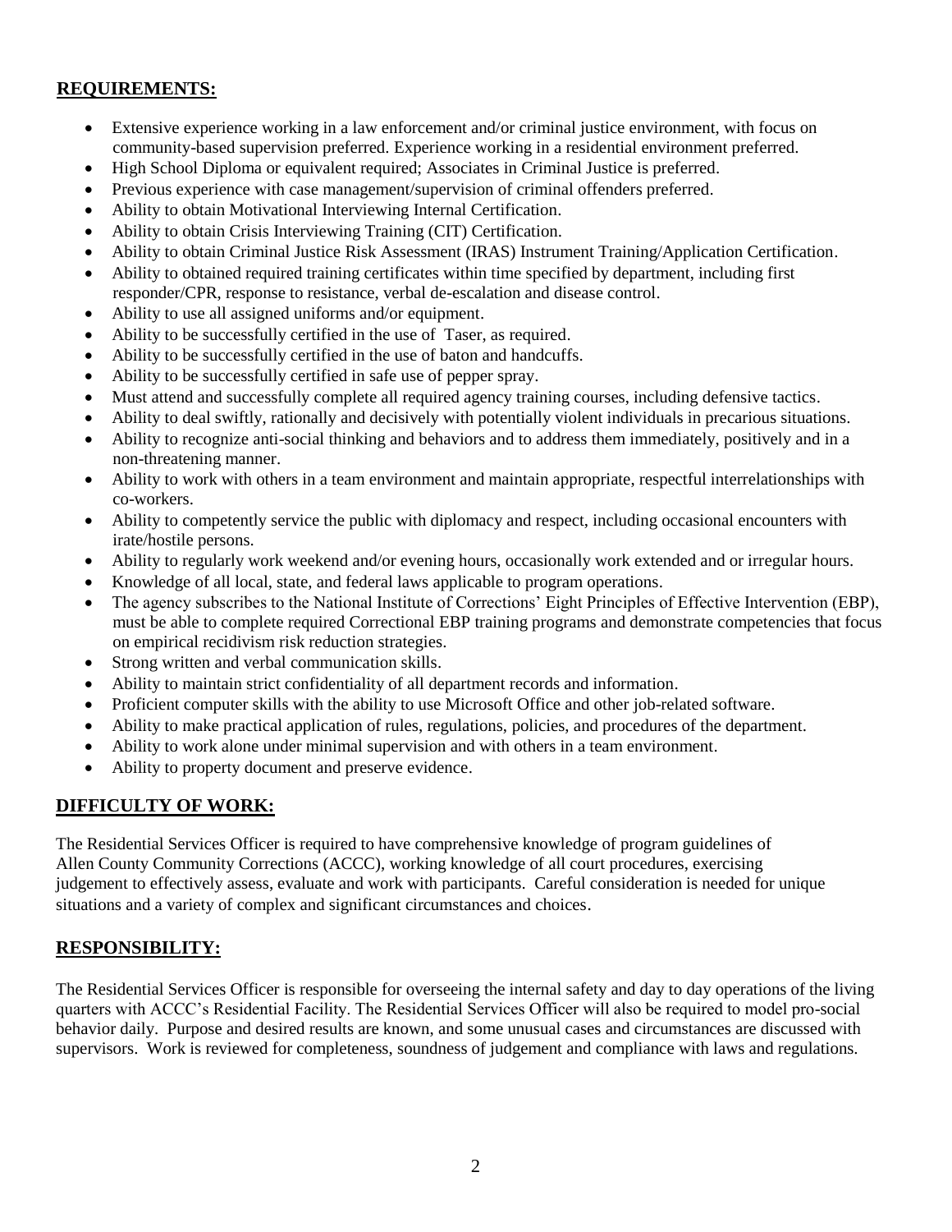## REQUIREMENTS:

- Extensive experience working in a law enforcement and/or criminal justice environment, with focus on community-based supervision preferred. Experience working in a residential environment preferred.
- High School Diploma or equivalent required; Associates in Criminal Justice is preferred.
- Previous experience with case management/supervision of criminal offenders preferred.
- Ability to obtain Motivational Interviewing Internal Certification.
- Ability to obtain Crisis Interviewing Training (CIT) Certification.
- Ability to obtain Criminal Justice Risk Assessment (IRAS) Instrument Training/Application Certification.
- Ability to obtained required training certificates within time specified by department, including first responder/CPR, response to resistance, verbal de-escalation and disease control.
- Ability to use all assigned uniforms and/or equipment.
- Ability to be successfully certified in the use of Taser, as required.
- Ability to be successfully certified in the use of baton and handcuffs.
- Ability to be successfully certified in safe use of pepper spray.
- Must attend and successfully complete all required agency training courses, including defensive tactics.
- Ability to deal swiftly, rationally and decisively with potentially violent individuals in precarious situations.
- Ability to recognize anti-social thinking and behaviors and to address them immediately, positively and in a non-threatening manner.
- Ability to work with others in a team environment and maintain appropriate, respectful interrelationships with co-workers.
- Ability to competently service the public with diplomacy and respect, including occasional encounters with irate/hostile persons.
- Ability to regularly work weekend and/or evening hours, occasionally work extended and or irregular hours.
- Knowledge of all local, state, and federal laws applicable to program operations.
- The agency subscribes to the National Institute of Corrections' Eight Principles of Effective Intervention (EBP), must be able to complete required Correctional EBP training programs and demonstrate competencies that focus on empirical recidivism risk reduction strategies.
- Strong written and verbal communication skills.
- Ability to maintain strict confidentiality of all department records and information.
- Proficient computer skills with the ability to use Microsoft Office and other job-related software.
- Ability to make practical application of rules, regulations, policies, and procedures of the department.
- Ability to work alone under minimal supervision and with others in a team environment.
- Ability to property document and preserve evidence.

## DIFFICULTY OF WORK:

The Residential Services Officer is required to have comprehensive knowledge of program guidelines of Allen County Community Corrections (ACCC), working knowledge of all court procedures, exercising judgement to effectively assess, evaluate and work with participants. Careful consideration is needed for unique situations and a variety of complex and significant circumstances and choices.

## RESPONSIBILITY:

The Residential Services Officer is responsible for overseeing the internal safety and day to day operations of the living quarters with ACCC's Residential Facility. The Residential Services Officer will also be required to model pro-social behavior daily. Purpose and desired results are known, and some unusual cases and circumstances are discussed with supervisors. Work is reviewed for completeness, soundness of judgement and compliance with laws and regulations.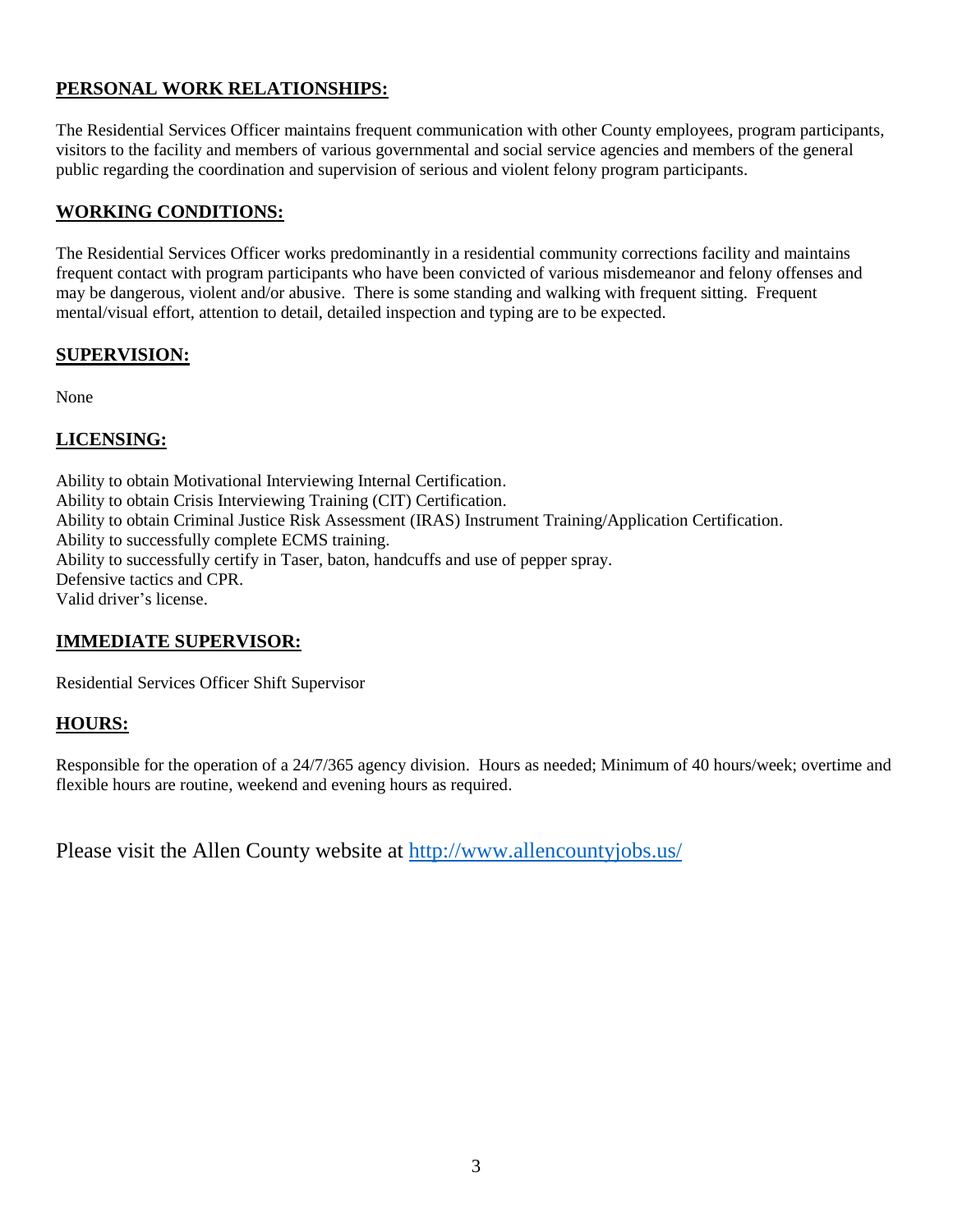## PERSONAL WORK RELATIONSHIPS:

The Residential Services Officer maintains frequent communication with other County employees, program participants, visitors to the facility and members of various governmental and social service agencies and members of the general public regarding the coordination and supervision of serious and violent felony program participants.

## WORKING CONDITIONS:

The Residential Services Officer works predominantly in a residential community corrections facility and maintains frequent contact with program participants who have been convicted of various misdemeanor and felony offenses and may be dangerous, violent and/or abusive. There is some standing and walking with frequent sitting. Frequent mental/visual effort, attention to detail, detailed inspection and typing are to be expected.

## SUPERVISION:

None

## LICENSING:

Ability to obtain Motivational Interviewing Internal Certification.
Ability to obtain Crisis Interviewing Training (CIT) Certification.
Ability to obtain Criminal Justice Risk Assessment (IRAS) Instrument Training/Application Certification.
Ability to successfully complete ECMS training.
Ability to successfully certify in Taser, baton, handcuffs and use of pepper spray.
Defensive tactics and CPR.
Valid driver's license.

## IMMEDIATE SUPERVISOR:

Residential Services Officer Shift Supervisor

## HOURS:

Responsible for the operation of a 24/7/365 agency division. Hours as needed; Minimum of 40 hours/week; overtime and flexible hours are routine, weekend and evening hours as required.

Please visit the Allen County website at [http://www.allencountyjobs.us/](http://www.allencountyjobs.us/)